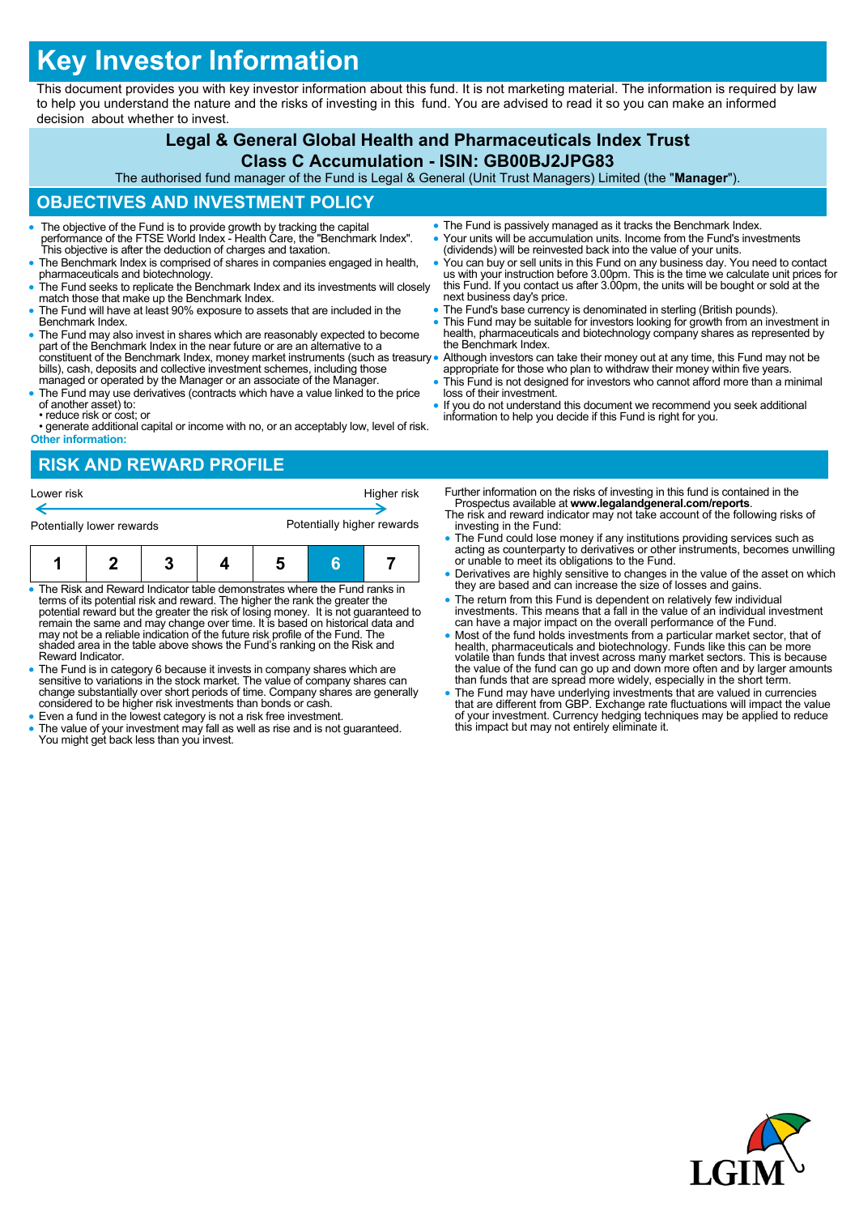# Key Investor Information

This document provides you with key investor information about this fund. It is not marketing material. The information is required by law to help you understand the nature and the risks of investing in this fund. You are advised to read it so you can make an informed decision about whether to invest.

**Legal & General Global Health and Pharmaceuticals Index Trust**

**Class C Accumulation - ISIN: GB00BJ2JPG83**

The authorised fund manager of the Fund is Legal & General (Unit Trust Managers) Limited (the "**Manager**").

## OBJECTIVES AND INVESTMENT POLICY

- The objective of the Fund is to provide growth by tracking the capital performance of the FTSE World Index - Health Care, the "Benchmark Index". This objective is after the deduction of charges and taxation.
- The Benchmark Index is comprised of shares in companies engaged in health, pharmaceuticals and biotechnology.
- The Fund seeks to replicate the Benchmark Index and its investments will closely match those that make up the Benchmark Index.
- The Fund will have at least 90% exposure to assets that are included in the Benchmark Index.
- The Fund may also invest in shares which are reasonably expected to become part of the Benchmark Index in the near future or are an alternative to a constituent of the Benchmark Index, money market instruments (such as treasury bills), cash, deposits and collective investment schemes, including those managed or operated by the Manager or an associate of the Manager.
- The Fund may use derivatives (contracts which have a value linked to the price of another asset) to:
  • reduce risk or cost; or
  • generate additional capital or income with no, or an acceptably low, level of risk.

**Other information:**

- The Fund is passively managed as it tracks the Benchmark Index.
- Your units will be accumulation units. Income from the Fund's investments (dividends) will be reinvested back into the value of your units.
- You can buy or sell units in this Fund on any business day. You need to contact us with your instruction before 3.00pm. This is the time we calculate unit prices for this Fund. If you contact us after 3.00pm, the units will be bought or sold at the next business day's price.
- The Fund's base currency is denominated in sterling (British pounds).
- This Fund may be suitable for investors looking for growth from an investment in health, pharmaceuticals and biotechnology company shares as represented by the Benchmark Index.
- Although investors can take their money out at any time, this Fund may not be appropriate for those who plan to withdraw their money within five years.
- This Fund is not designed for investors who cannot afford more than a minimal loss of their investment.
- If you do not understand this document we recommend you seek additional information to help you decide if this Fund is right for you.

## RISK AND REWARD PROFILE

| Lower risk | | | | | | Higher risk |
|---|---|---|---|---|---|---|
| Potentially lower rewards | | | | | | Potentially higher rewards |
| 1 | 2 | 3 | 4 | 5 | **6** | 7 |

- The Risk and Reward Indicator table demonstrates where the Fund ranks in terms of its potential risk and reward. The higher the rank the greater the potential reward but the greater the risk of losing money. It is not guaranteed to remain the same and may change over time. It is based on historical data and may not be a reliable indication of the future risk profile of the Fund. The shaded area in the table above shows the Fund's ranking on the Risk and Reward Indicator.
- The Fund is in category 6 because it invests in company shares which are sensitive to variations in the stock market. The value of company shares can change substantially over short periods of time. Company shares are generally considered to be higher risk investments than bonds or cash.
- Even a fund in the lowest category is not a risk free investment.
- The value of your investment may fall as well as rise and is not guaranteed. You might get back less than you invest.

Further information on the risks of investing in this fund is contained in the Prospectus available at **www.legalandgeneral.com/reports**.

The risk and reward indicator may not take account of the following risks of investing in the Fund:

- The Fund could lose money if any institutions providing services such as acting as counterparty to derivatives or other instruments, becomes unwilling or unable to meet its obligations to the Fund.
- Derivatives are highly sensitive to changes in the value of the asset on which they are based and can increase the size of losses and gains.
- The return from this Fund is dependent on relatively few individual investments. This means that a fall in the value of an individual investment can have a major impact on the overall performance of the Fund.
- Most of the fund holds investments from a particular market sector, that of health, pharmaceuticals and biotechnology. Funds like this can be more volatile than funds that invest across many market sectors. This is because the value of the fund can go up and down more often and by larger amounts than funds that are spread more widely, especially in the short term.
- The Fund may have underlying investments that are valued in currencies that are different from GBP. Exchange rate fluctuations will impact the value of your investment. Currency hedging techniques may be applied to reduce this impact but may not entirely eliminate it.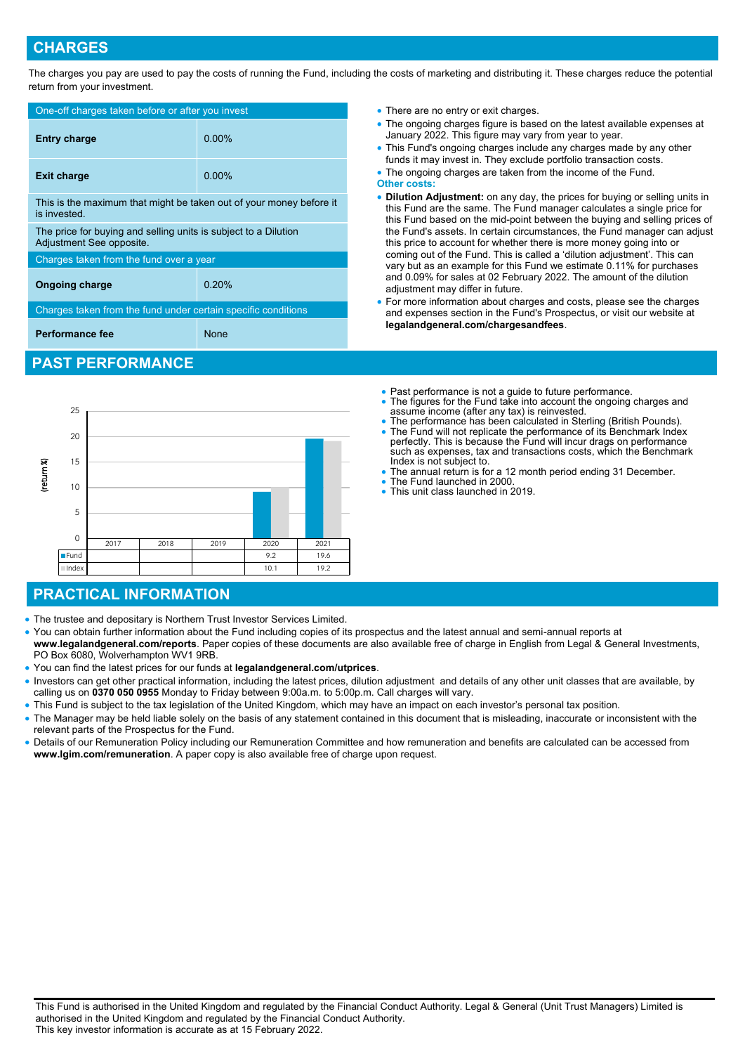## CHARGES

The charges you pay are used to pay the costs of running the Fund, including the costs of marketing and distributing it. These charges reduce the potential return from your investment.

| One-off charges taken before or after you invest | |
|---|---|
| **Entry charge** | 0.00% |
| **Exit charge** | 0.00% |
| This is the maximum that might be taken out of your money before it is invested. | |
| The price for buying and selling units is subject to a Dilution Adjustment See opposite. | |
| Charges taken from the fund over a year | |
| **Ongoing charge** | 0.20% |
| Charges taken from the fund under certain specific conditions | |
| **Performance fee** | None |

- There are no entry or exit charges.
- The ongoing charges figure is based on the latest available expenses at January 2022. This figure may vary from year to year.
- This Fund's ongoing charges include any charges made by any other funds it may invest in. They exclude portfolio transaction costs.
- The ongoing charges are taken from the income of the Fund.

**Other costs:**

- **Dilution Adjustment:** on any day, the prices for buying or selling units in this Fund are the same. The Fund manager calculates a single price for this Fund based on the mid-point between the buying and selling prices of the Fund's assets. In certain circumstances, the Fund manager can adjust this price to account for whether there is more money going into or coming out of the Fund. This is called a 'dilution adjustment'. This can vary but as an example for this Fund we estimate 0.11% for purchases and 0.09% for sales at 02 February 2022. The amount of the dilution adjustment may differ in future.
- For more information about charges and costs, please see the charges and expenses section in the Fund's Prospectus, or visit our website at **legalandgeneral.com/chargesandfees**.

## PAST PERFORMANCE

(return %)

25
20
15
10
5
0

2017 2018 2019 2020 2021

Fund: 9.2 (2020), 19.6 (2021)

Index: 10.1 (2020), 19.2 (2021)

- Past performance is not a guide to future performance.
- The figures for the Fund take into account the ongoing charges and assume income (after any tax) is reinvested.
- The performance has been calculated in Sterling (British Pounds).
- The Fund will not replicate the performance of its Benchmark Index perfectly. This is because the Fund will incur drags on performance such as expenses, tax and transactions costs, which the Benchmark Index is not subject to.
- The annual return is for a 12 month period ending 31 December.
- The Fund launched in 2000.
- This unit class launched in 2019.

## PRACTICAL INFORMATION

- The trustee and depositary is Northern Trust Investor Services Limited.
- You can obtain further information about the Fund including copies of its prospectus and the latest annual and semi-annual reports at **www.legalandgeneral.com/reports**. Paper copies of these documents are also available free of charge in English from Legal & General Investments, PO Box 6080, Wolverhampton WV1 9RB.
- You can find the latest prices for our funds at **legalandgeneral.com/utprices**.
- Investors can get other practical information, including the latest prices, dilution adjustment and details of any other unit classes that are available, by calling us on **0370 050 0955** Monday to Friday between 9:00a.m. to 5:00p.m. Call charges will vary.
- This Fund is subject to the tax legislation of the United Kingdom, which may have an impact on each investor's personal tax position.
- The Manager may be held liable solely on the basis of any statement contained in this document that is misleading, inaccurate or inconsistent with the relevant parts of the Prospectus for the Fund.
- Details of our Remuneration Policy including our Remuneration Committee and how remuneration and benefits are calculated can be accessed from **www.lgim.com/remuneration**. A paper copy is also available free of charge upon request.

This Fund is authorised in the United Kingdom and regulated by the Financial Conduct Authority. Legal & General (Unit Trust Managers) Limited is authorised in the United Kingdom and regulated by the Financial Conduct Authority.
This key investor information is accurate as at 15 February 2022.